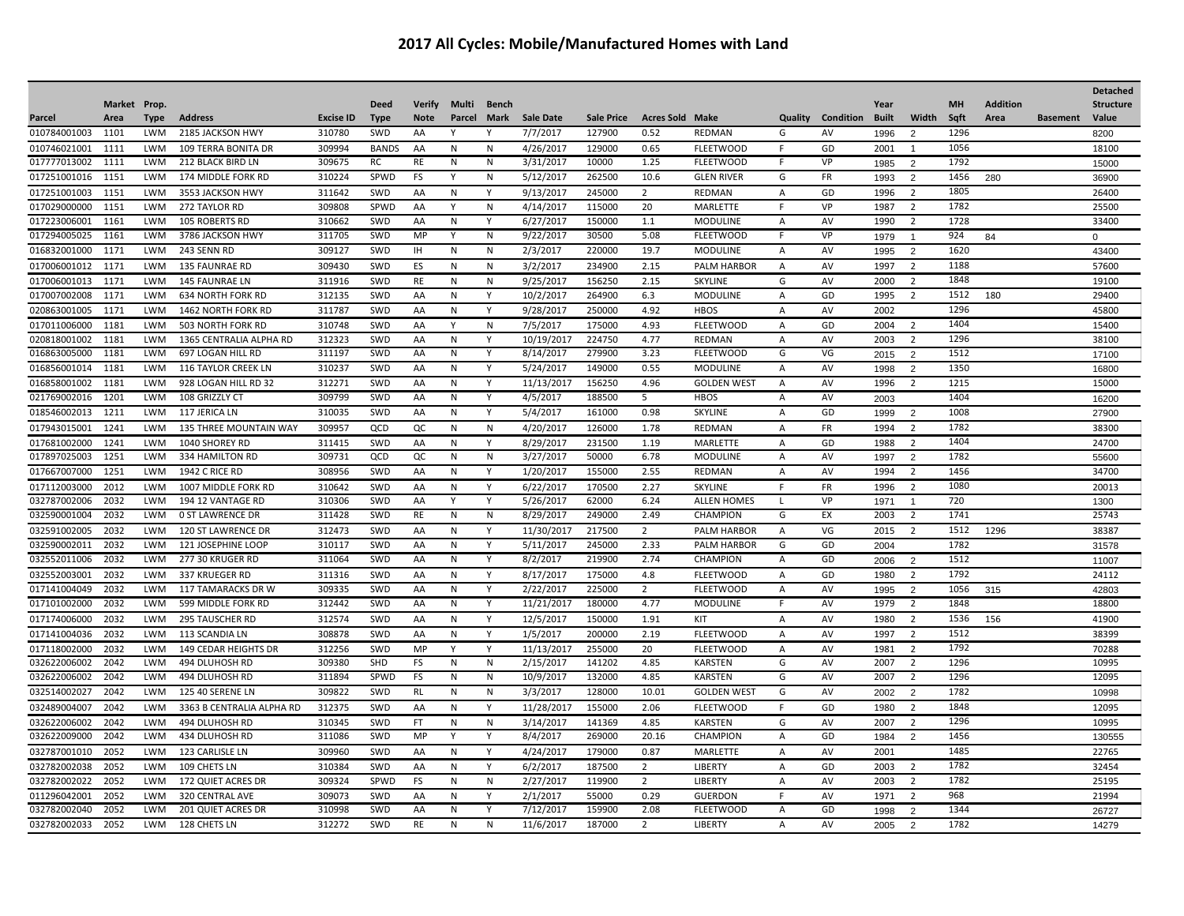# 2017 All Cycles: Mobile/Manufactured Homes with Land

| Parcel | Market Area | Prop. Type | Address | Excise ID | Deed Type | Verify Note | Multi Parcel | Bench Mark | Sale Date | Sale Price | Acres Sold | Make | Quality | Condition | Year Built | Width | MH Sqft | Addition Area | Basement | Detached Structure Value |
|---|---|---|---|---|---|---|---|---|---|---|---|---|---|---|---|---|---|---|---|---|
| 010784001003 | 1101 | LWM | 2185 JACKSON HWY | 310780 | SWD | AA | Y | Y | 7/7/2017 | 127900 | 0.52 | REDMAN | G | AV | 1996 | 2 | 1296 | | | 8200 |
| 010746021001 | 1111 | LWM | 109 TERRA BONITA DR | 309994 | BANDS | AA | N | N | 4/26/2017 | 129000 | 0.65 | FLEETWOOD | F | GD | 2001 | 1 | 1056 | | | 18100 |
| 017777013002 | 1111 | LWM | 212 BLACK BIRD LN | 309675 | RC | RE | N | N | 3/31/2017 | 10000 | 1.25 | FLEETWOOD | F | VP | 1985 | 2 | 1792 | | | 15000 |
| 017251001016 | 1151 | LWM | 174 MIDDLE FORK RD | 310224 | SPWD | FS | Y | N | 5/12/2017 | 262500 | 10.6 | GLEN RIVER | G | FR | 1993 | 2 | 1456 | 280 | | 36900 |
| 017251001003 | 1151 | LWM | 3553 JACKSON HWY | 311642 | SWD | AA | N | Y | 9/13/2017 | 245000 | 2 | REDMAN | A | GD | 1996 | 2 | 1805 | | | 26400 |
| 017029000000 | 1151 | LWM | 272 TAYLOR RD | 309808 | SPWD | AA | Y | N | 4/14/2017 | 115000 | 20 | MARLETTE | F | VP | 1987 | 2 | 1782 | | | 25500 |
| 017223006001 | 1161 | LWM | 105 ROBERTS RD | 310662 | SWD | AA | N | Y | 6/27/2017 | 150000 | 1.1 | MODULINE | A | AV | 1990 | 2 | 1728 | | | 33400 |
| 017294005025 | 1161 | LWM | 3786 JACKSON HWY | 311705 | SWD | MP | Y | N | 9/22/2017 | 30500 | 5.08 | FLEETWOOD | F | VP | 1979 | 1 | 924 | 84 | | 0 |
| 016832001000 | 1171 | LWM | 243 SENN RD | 309127 | SWD | IH | N | N | 2/3/2017 | 220000 | 19.7 | MODULINE | A | AV | 1995 | 2 | 1620 | | | 43400 |
| 017006001012 | 1171 | LWM | 135 FAUNRAE RD | 309430 | SWD | ES | N | N | 3/2/2017 | 234900 | 2.15 | PALM HARBOR | A | AV | 1997 | 2 | 1188 | | | 57600 |
| 017006001013 | 1171 | LWM | 145 FAUNRAE LN | 311916 | SWD | RE | N | N | 9/25/2017 | 156250 | 2.15 | SKYLINE | G | AV | 2000 | 2 | 1848 | | | 19100 |
| 017007002008 | 1171 | LWM | 634 NORTH FORK RD | 312135 | SWD | AA | N | Y | 10/2/2017 | 264900 | 6.3 | MODULINE | A | GD | 1995 | 2 | 1512 | 180 | | 29400 |
| 020863001005 | 1171 | LWM | 1462 NORTH FORK RD | 311787 | SWD | AA | N | Y | 9/28/2017 | 250000 | 4.92 | HBOS | A | AV | 2002 | | 1296 | | | 45800 |
| 017011006000 | 1181 | LWM | 503 NORTH FORK RD | 310748 | SWD | AA | Y | N | 7/5/2017 | 175000 | 4.93 | FLEETWOOD | A | GD | 2004 | 2 | 1404 | | | 15400 |
| 020818001002 | 1181 | LWM | 1365 CENTRALIA ALPHA RD | 312323 | SWD | AA | N | Y | 10/19/2017 | 224750 | 4.77 | REDMAN | A | AV | 2003 | 2 | 1296 | | | 38100 |
| 016863005000 | 1181 | LWM | 697 LOGAN HILL RD | 311197 | SWD | AA | N | Y | 8/14/2017 | 279900 | 3.23 | FLEETWOOD | G | VG | 2015 | 2 | 1512 | | | 17100 |
| 016856001014 | 1181 | LWM | 116 TAYLOR CREEK LN | 310237 | SWD | AA | N | Y | 5/24/2017 | 149000 | 0.55 | MODULINE | A | AV | 1998 | 2 | 1350 | | | 16800 |
| 016858001002 | 1181 | LWM | 928 LOGAN HILL RD 32 | 312271 | SWD | AA | N | Y | 11/13/2017 | 156250 | 4.96 | GOLDEN WEST | A | AV | 1996 | 2 | 1215 | | | 15000 |
| 021769002016 | 1201 | LWM | 108 GRIZZLY CT | 309799 | SWD | AA | N | Y | 4/5/2017 | 188500 | 5 | HBOS | A | AV | 2003 | | 1404 | | | 16200 |
| 018546002013 | 1211 | LWM | 117 JERICA LN | 310035 | SWD | AA | N | Y | 5/4/2017 | 161000 | 0.98 | SKYLINE | A | GD | 1999 | 2 | 1008 | | | 27900 |
| 017943015001 | 1241 | LWM | 135 THREE MOUNTAIN WAY | 309957 | QCD | QC | N | N | 4/20/2017 | 126000 | 1.78 | REDMAN | A | FR | 1994 | 2 | 1782 | | | 38300 |
| 017681002000 | 1241 | LWM | 1040 SHOREY RD | 311415 | SWD | AA | N | Y | 8/29/2017 | 231500 | 1.19 | MARLETTE | A | GD | 1988 | 2 | 1404 | | | 24700 |
| 017897025003 | 1251 | LWM | 334 HAMILTON RD | 309731 | QCD | QC | N | N | 3/27/2017 | 50000 | 6.78 | MODULINE | A | AV | 1997 | 2 | 1782 | | | 55600 |
| 017667007000 | 1251 | LWM | 1942 C RICE RD | 308956 | SWD | AA | N | Y | 1/20/2017 | 155000 | 2.55 | REDMAN | A | AV | 1994 | 2 | 1456 | | | 34700 |
| 017112003000 | 2012 | LWM | 1007 MIDDLE FORK RD | 310642 | SWD | AA | N | Y | 6/22/2017 | 170500 | 2.27 | SKYLINE | F | FR | 1996 | 2 | 1080 | | | 20013 |
| 032787002006 | 2032 | LWM | 194 12 VANTAGE RD | 310306 | SWD | AA | Y | Y | 5/26/2017 | 62000 | 6.24 | ALLEN HOMES | L | VP | 1971 | 1 | 720 | | | 1300 |
| 032590001004 | 2032 | LWM | 0 ST LAWRENCE DR | 311428 | SWD | RE | N | N | 8/29/2017 | 249000 | 2.49 | CHAMPION | G | EX | 2003 | 2 | 1741 | | | 25743 |
| 032591002005 | 2032 | LWM | 120 ST LAWRENCE DR | 312473 | SWD | AA | N | Y | 11/30/2017 | 217500 | 2 | PALM HARBOR | A | VG | 2015 | 2 | 1512 | 1296 | | 38387 |
| 032590002011 | 2032 | LWM | 121 JOSEPHINE LOOP | 310117 | SWD | AA | N | Y | 5/11/2017 | 245000 | 2.33 | PALM HARBOR | G | GD | 2004 | | 1782 | | | 31578 |
| 032552011006 | 2032 | LWM | 277 30 KRUGER RD | 311064 | SWD | AA | N | Y | 8/2/2017 | 219900 | 2.74 | CHAMPION | A | GD | 2006 | 2 | 1512 | | | 11007 |
| 032552003001 | 2032 | LWM | 337 KRUEGER RD | 311316 | SWD | AA | N | Y | 8/17/2017 | 175000 | 4.8 | FLEETWOOD | A | GD | 1980 | 2 | 1792 | | | 24112 |
| 017141004049 | 2032 | LWM | 117 TAMARACKS DR W | 309335 | SWD | AA | N | Y | 2/22/2017 | 225000 | 2 | FLEETWOOD | A | AV | 1995 | 2 | 1056 | 315 | | 42803 |
| 017101002000 | 2032 | LWM | 599 MIDDLE FORK RD | 312442 | SWD | AA | N | Y | 11/21/2017 | 180000 | 4.77 | MODULINE | F | AV | 1979 | 2 | 1848 | | | 18800 |
| 017174006000 | 2032 | LWM | 295 TAUSCHER RD | 312574 | SWD | AA | N | Y | 12/5/2017 | 150000 | 1.91 | KIT | A | AV | 1980 | 2 | 1536 | 156 | | 41900 |
| 017141004036 | 2032 | LWM | 113 SCANDIA LN | 308878 | SWD | AA | N | Y | 1/5/2017 | 200000 | 2.19 | FLEETWOOD | A | AV | 1997 | 2 | 1512 | | | 38399 |
| 017118002000 | 2032 | LWM | 149 CEDAR HEIGHTS DR | 312256 | SWD | MP | Y | Y | 11/13/2017 | 255000 | 20 | FLEETWOOD | A | AV | 1981 | 2 | 1792 | | | 70288 |
| 032622006002 | 2042 | LWM | 494 DLUHOSH RD | 309380 | SHD | FS | N | N | 2/15/2017 | 141202 | 4.85 | KARSTEN | G | AV | 2007 | 2 | 1296 | | | 10995 |
| 032622006002 | 2042 | LWM | 494 DLUHOSH RD | 311894 | SPWD | FS | N | N | 10/9/2017 | 132000 | 4.85 | KARSTEN | G | AV | 2007 | 2 | 1296 | | | 12095 |
| 032514002027 | 2042 | LWM | 125 40 SERENE LN | 309822 | SWD | RL | N | N | 3/3/2017 | 128000 | 10.01 | GOLDEN WEST | G | AV | 2002 | 2 | 1782 | | | 10998 |
| 032489004007 | 2042 | LWM | 3363 B CENTRALIA ALPHA RD | 312375 | SWD | AA | N | Y | 11/28/2017 | 155000 | 2.06 | FLEETWOOD | F | GD | 1980 | 2 | 1848 | | | 12095 |
| 032622006002 | 2042 | LWM | 494 DLUHOSH RD | 310345 | SWD | FT | N | N | 3/14/2017 | 141369 | 4.85 | KARSTEN | G | AV | 2007 | 2 | 1296 | | | 10995 |
| 032622009000 | 2042 | LWM | 434 DLUHOSH RD | 311086 | SWD | MP | Y | Y | 8/4/2017 | 269000 | 20.16 | CHAMPION | A | GD | 1984 | 2 | 1456 | | | 130555 |
| 032787001010 | 2052 | LWM | 123 CARLISLE LN | 309960 | SWD | AA | N | Y | 4/24/2017 | 179000 | 0.87 | MARLETTE | A | AV | 2001 | | 1485 | | | 22765 |
| 032782002038 | 2052 | LWM | 109 CHETS LN | 310384 | SWD | AA | N | Y | 6/2/2017 | 187500 | 2 | LIBERTY | A | GD | 2003 | 2 | 1782 | | | 32454 |
| 032782002022 | 2052 | LWM | 172 QUIET ACRES DR | 309324 | SPWD | FS | N | N | 2/27/2017 | 119900 | 2 | LIBERTY | A | AV | 2003 | 2 | 1782 | | | 25195 |
| 011296042001 | 2052 | LWM | 320 CENTRAL AVE | 309073 | SWD | AA | N | Y | 2/1/2017 | 55000 | 0.29 | GUERDON | F | AV | 1971 | 2 | 968 | | | 21994 |
| 032782002040 | 2052 | LWM | 201 QUIET ACRES DR | 310998 | SWD | AA | N | Y | 7/12/2017 | 159900 | 2.08 | FLEETWOOD | A | GD | 1998 | 2 | 1344 | | | 26727 |
| 032782002033 | 2052 | LWM | 128 CHETS LN | 312272 | SWD | RE | N | N | 11/6/2017 | 187000 | 2 | LIBERTY | A | AV | 2005 | 2 | 1782 | | | 14279 |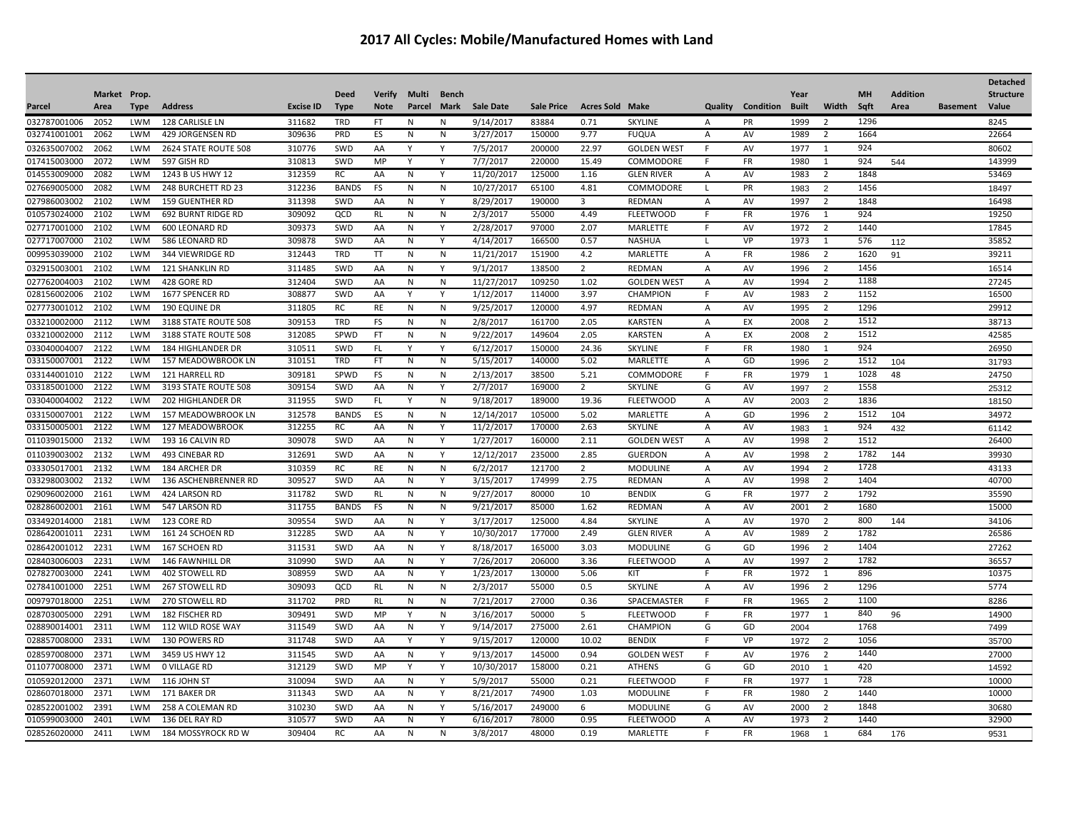# 2017 All Cycles: Mobile/Manufactured Homes with Land

| Parcel | Market Area | Prop. Type | Address | Excise ID | Deed Type | Verify Note | Multi Parcel | Bench Mark | Sale Date | Sale Price | Acres Sold | Make | Quality | Condition | Year Built | Width | MH Sqft | Addition Area | Basement | Detached Structure Value |
|---|---|---|---|---|---|---|---|---|---|---|---|---|---|---|---|---|---|---|---|---|
| 032787001006 | 2052 | LWM | 128 CARLISLE LN | 311682 | TRD | FT | N | N | 9/14/2017 | 83884 | 0.71 | SKYLINE | A | PR | 1999 | 2 | 1296 | | | 8245 |
| 032741001001 | 2062 | LWM | 429 JORGENSEN RD | 309636 | PRD | ES | N | N | 3/27/2017 | 150000 | 9.77 | FUQUA | A | AV | 1989 | 2 | 1664 | | | 22664 |
| 032635007002 | 2062 | LWM | 2624 STATE ROUTE 508 | 310776 | SWD | AA | Y | Y | 7/5/2017 | 200000 | 22.97 | GOLDEN WEST | F | AV | 1977 | 1 | 924 | | | 80602 |
| 017415003000 | 2072 | LWM | 597 GISH RD | 310813 | SWD | MP | Y | Y | 7/7/2017 | 220000 | 15.49 | COMMODORE | F | FR | 1980 | 1 | 924 | 544 | | 143999 |
| 014553009000 | 2082 | LWM | 1243 B US HWY 12 | 312359 | RC | AA | N | Y | 11/20/2017 | 125000 | 1.16 | GLEN RIVER | A | AV | 1983 | 2 | 1848 | | | 53469 |
| 027669005000 | 2082 | LWM | 248 BURCHETT RD 23 | 312236 | BANDS | FS | N | N | 10/27/2017 | 65100 | 4.81 | COMMODORE | L | PR | 1983 | 2 | 1456 | | | 18497 |
| 027986003002 | 2102 | LWM | 159 GUENTHER RD | 311398 | SWD | AA | N | Y | 8/29/2017 | 190000 | 3 | REDMAN | A | AV | 1997 | 2 | 1848 | | | 16498 |
| 010573024000 | 2102 | LWM | 692 BURNT RIDGE RD | 309092 | QCD | RL | N | N | 2/3/2017 | 55000 | 4.49 | FLEETWOOD | F | FR | 1976 | 1 | 924 | | | 19250 |
| 027717001000 | 2102 | LWM | 600 LEONARD RD | 309373 | SWD | AA | N | Y | 2/28/2017 | 97000 | 2.07 | MARLETTE | F | AV | 1972 | 2 | 1440 | | | 17845 |
| 027717007000 | 2102 | LWM | 586 LEONARD RD | 309878 | SWD | AA | N | Y | 4/14/2017 | 166500 | 0.57 | NASHUA | L | VP | 1973 | 1 | 576 | 112 | | 35852 |
| 009953039000 | 2102 | LWM | 344 VIEWRIDGE RD | 312443 | TRD | TT | N | N | 11/21/2017 | 151900 | 4.2 | MARLETTE | A | FR | 1986 | 2 | 1620 | 91 | | 39211 |
| 032915003001 | 2102 | LWM | 121 SHANKLIN RD | 311485 | SWD | AA | N | Y | 9/1/2017 | 138500 | 2 | REDMAN | A | AV | 1996 | 2 | 1456 | | | 16514 |
| 027762004003 | 2102 | LWM | 428 GORE RD | 312404 | SWD | AA | N | N | 11/27/2017 | 109250 | 1.02 | GOLDEN WEST | A | AV | 1994 | 2 | 1188 | | | 27245 |
| 028156002006 | 2102 | LWM | 1677 SPENCER RD | 308877 | SWD | AA | Y | Y | 1/12/2017 | 114000 | 3.97 | CHAMPION | F | AV | 1983 | 2 | 1152 | | | 16500 |
| 027773001012 | 2102 | LWM | 190 EQUINE DR | 311805 | RC | RE | N | N | 9/25/2017 | 120000 | 4.97 | REDMAN | A | AV | 1995 | 2 | 1296 | | | 29912 |
| 033210002000 | 2112 | LWM | 3188 STATE ROUTE 508 | 309153 | TRD | FS | N | N | 2/8/2017 | 161700 | 2.05 | KARSTEN | A | EX | 2008 | 2 | 1512 | | | 38713 |
| 033210002000 | 2112 | LWM | 3188 STATE ROUTE 508 | 312085 | SPWD | FT | N | N | 9/22/2017 | 149604 | 2.05 | KARSTEN | A | EX | 2008 | 2 | 1512 | | | 42585 |
| 033040004007 | 2122 | LWM | 184 HIGHLANDER DR | 310511 | SWD | FL | Y | Y | 6/12/2017 | 150000 | 24.36 | SKYLINE | F | FR | 1980 | 1 | 924 | | | 26950 |
| 033150007001 | 2122 | LWM | 157 MEADOWBROOK LN | 310151 | TRD | FT | N | N | 5/15/2017 | 140000 | 5.02 | MARLETTE | A | GD | 1996 | 2 | 1512 | 104 | | 31793 |
| 033144001010 | 2122 | LWM | 121 HARRELL RD | 309181 | SPWD | FS | N | N | 2/13/2017 | 38500 | 5.21 | COMMODORE | F | FR | 1979 | 1 | 1028 | 48 | | 24750 |
| 033185001000 | 2122 | LWM | 3193 STATE ROUTE 508 | 309154 | SWD | AA | N | Y | 2/7/2017 | 169000 | 2 | SKYLINE | G | AV | 1997 | 2 | 1558 | | | 25312 |
| 033040004002 | 2122 | LWM | 202 HIGHLANDER DR | 311955 | SWD | FL | Y | N | 9/18/2017 | 189000 | 19.36 | FLEETWOOD | A | AV | 2003 | 2 | 1836 | | | 18150 |
| 033150007001 | 2122 | LWM | 157 MEADOWBROOK LN | 312578 | BANDS | ES | N | N | 12/14/2017 | 105000 | 5.02 | MARLETTE | A | GD | 1996 | 2 | 1512 | 104 | | 34972 |
| 033150005001 | 2122 | LWM | 127 MEADOWBROOK | 312255 | RC | AA | N | Y | 11/2/2017 | 170000 | 2.63 | SKYLINE | A | AV | 1983 | 1 | 924 | 432 | | 61142 |
| 011039015000 | 2132 | LWM | 193 16 CALVIN RD | 309078 | SWD | AA | N | Y | 1/27/2017 | 160000 | 2.11 | GOLDEN WEST | A | AV | 1998 | 2 | 1512 | | | 26400 |
| 011039003002 | 2132 | LWM | 493 CINEBAR RD | 312691 | SWD | AA | N | Y | 12/12/2017 | 235000 | 2.85 | GUERDON | A | AV | 1998 | 2 | 1782 | 144 | | 39930 |
| 033305017001 | 2132 | LWM | 184 ARCHER DR | 310359 | RC | RE | N | N | 6/2/2017 | 121700 | 2 | MODULINE | A | AV | 1994 | 2 | 1728 | | | 43133 |
| 033298003002 | 2132 | LWM | 136 ASCHENBRENNER RD | 309527 | SWD | AA | N | Y | 3/15/2017 | 174999 | 2.75 | REDMAN | A | AV | 1998 | 2 | 1404 | | | 40700 |
| 029096002000 | 2161 | LWM | 424 LARSON RD | 311782 | SWD | RL | N | N | 9/27/2017 | 80000 | 10 | BENDIX | G | FR | 1977 | 2 | 1792 | | | 35590 |
| 028286002001 | 2161 | LWM | 547 LARSON RD | 311755 | BANDS | FS | N | N | 9/21/2017 | 85000 | 1.62 | REDMAN | A | AV | 2001 | 2 | 1680 | | | 15000 |
| 033492014000 | 2181 | LWM | 123 CORE RD | 309554 | SWD | AA | N | Y | 3/17/2017 | 125000 | 4.84 | SKYLINE | A | AV | 1970 | 2 | 800 | 144 | | 34106 |
| 028642001011 | 2231 | LWM | 161 24 SCHOEN RD | 312285 | SWD | AA | N | Y | 10/30/2017 | 177000 | 2.49 | GLEN RIVER | A | AV | 1989 | 2 | 1782 | | | 26586 |
| 028642001012 | 2231 | LWM | 167 SCHOEN RD | 311531 | SWD | AA | N | Y | 8/18/2017 | 165000 | 3.03 | MODULINE | G | GD | 1996 | 2 | 1404 | | | 27262 |
| 028403006003 | 2231 | LWM | 146 FAWNHILL DR | 310990 | SWD | AA | N | Y | 7/26/2017 | 206000 | 3.36 | FLEETWOOD | A | AV | 1997 | 2 | 1782 | | | 36557 |
| 027827003000 | 2241 | LWM | 402 STOWELL RD | 308959 | SWD | AA | N | Y | 1/23/2017 | 130000 | 5.06 | KIT | F | FR | 1972 | 1 | 896 | | | 10375 |
| 027841001000 | 2251 | LWM | 267 STOWELL RD | 309093 | QCD | RL | N | N | 2/3/2017 | 55000 | 0.5 | SKYLINE | A | AV | 1996 | 2 | 1296 | | | 5774 |
| 009797018000 | 2251 | LWM | 270 STOWELL RD | 311702 | PRD | RL | N | N | 7/21/2017 | 27000 | 0.36 | SPACEMASTER | F | FR | 1965 | 2 | 1100 | | | 8286 |
| 028703005000 | 2291 | LWM | 182 FISCHER RD | 309491 | SWD | MP | Y | N | 3/16/2017 | 50000 | 5 | FLEETWOOD | F | FR | 1977 | 1 | 840 | 96 | | 14900 |
| 028890014001 | 2311 | LWM | 112 WILD ROSE WAY | 311549 | SWD | AA | N | Y | 9/14/2017 | 275000 | 2.61 | CHAMPION | G | GD | 2004 | | 1768 | | | 7499 |
| 028857008000 | 2331 | LWM | 130 POWERS RD | 311748 | SWD | AA | Y | Y | 9/15/2017 | 120000 | 10.02 | BENDIX | F | VP | 1972 | 2 | 1056 | | | 35700 |
| 028597008000 | 2371 | LWM | 3459 US HWY 12 | 311545 | SWD | AA | N | Y | 9/13/2017 | 145000 | 0.94 | GOLDEN WEST | F | AV | 1976 | 2 | 1440 | | | 27000 |
| 011077008000 | 2371 | LWM | 0 VILLAGE RD | 312129 | SWD | MP | Y | Y | 10/30/2017 | 158000 | 0.21 | ATHENS | G | GD | 2010 | 1 | 420 | | | 14592 |
| 010592012000 | 2371 | LWM | 116 JOHN ST | 310094 | SWD | AA | N | Y | 5/9/2017 | 55000 | 0.21 | FLEETWOOD | F | FR | 1977 | 1 | 728 | | | 10000 |
| 028607018000 | 2371 | LWM | 171 BAKER DR | 311343 | SWD | AA | N | Y | 8/21/2017 | 74900 | 1.03 | MODULINE | F | FR | 1980 | 2 | 1440 | | | 10000 |
| 028522001002 | 2391 | LWM | 258 A COLEMAN RD | 310230 | SWD | AA | N | Y | 5/16/2017 | 249000 | 6 | MODULINE | G | AV | 2000 | 2 | 1848 | | | 30680 |
| 010599003000 | 2401 | LWM | 136 DEL RAY RD | 310577 | SWD | AA | N | Y | 6/16/2017 | 78000 | 0.95 | FLEETWOOD | A | AV | 1973 | 2 | 1440 | | | 32900 |
| 028526020000 | 2411 | LWM | 184 MOSSYROCK RD W | 309404 | RC | AA | N | N | 3/8/2017 | 48000 | 0.19 | MARLETTE | F | FR | 1968 | 1 | 684 | 176 | | 9531 |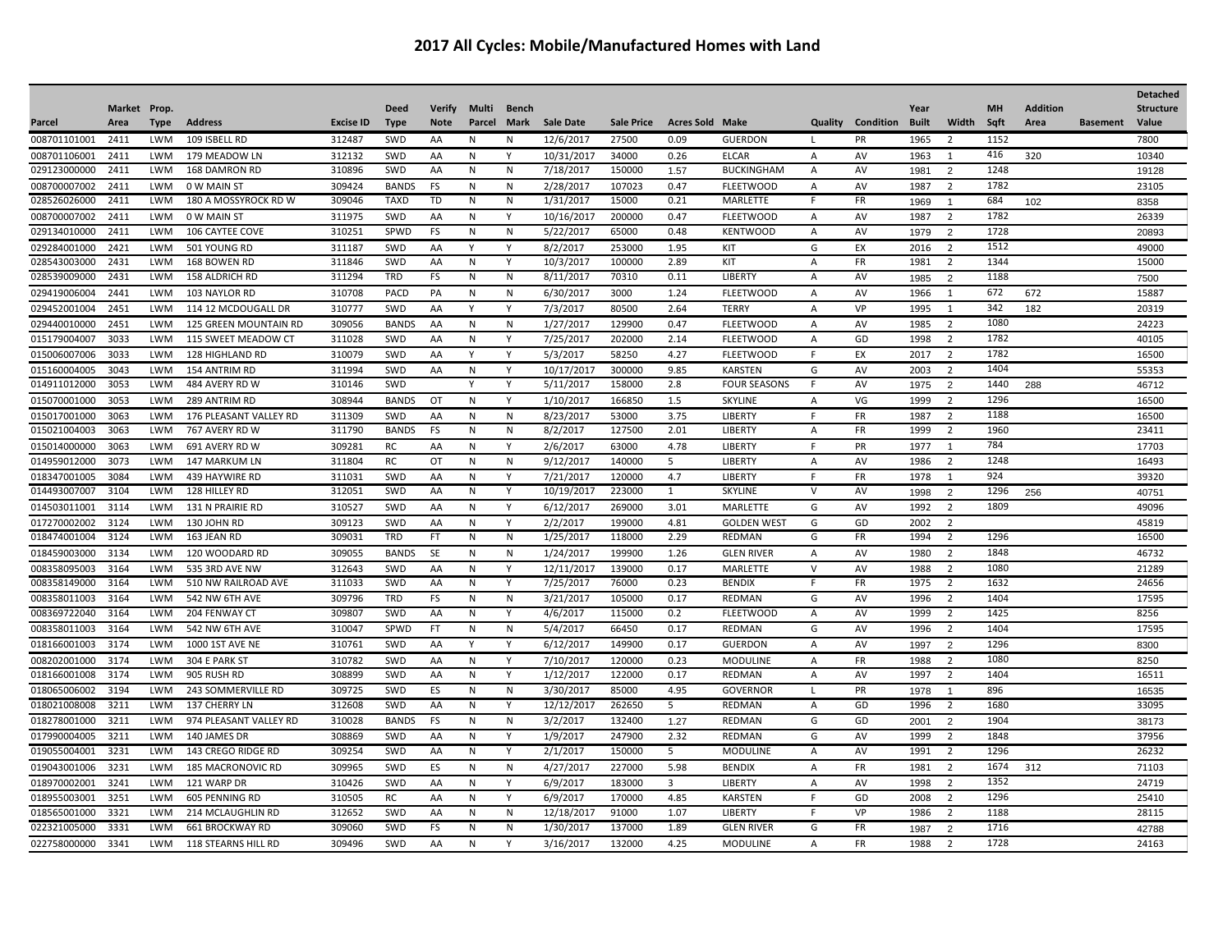# 2017 All Cycles: Mobile/Manufactured Homes with Land

| Parcel | Market Area | Prop. Type | Address | Excise ID | Deed Type | Verify Note | Multi Parcel | Bench Mark | Sale Date | Sale Price | Acres Sold | Make | Quality | Condition | Year Built | Width | MH Sqft | Addition Area | Basement | Detached Structure Value |
|---|---|---|---|---|---|---|---|---|---|---|---|---|---|---|---|---|---|---|---|---|
| 008701101001 | 2411 | LWM | 109 ISBELL RD | 312487 | SWD | AA | N | N | 12/6/2017 | 27500 | 0.09 | GUERDON | L | PR | 1965 | 2 | 1152 | | | 7800 |
| 008701106001 | 2411 | LWM | 179 MEADOW LN | 312132 | SWD | AA | N | Y | 10/31/2017 | 34000 | 0.26 | ELCAR | A | AV | 1963 | 1 | 416 | 320 | | 10340 |
| 029123000000 | 2411 | LWM | 168 DAMRON RD | 310896 | SWD | AA | N | N | 7/18/2017 | 150000 | 1.57 | BUCKINGHAM | A | AV | 1981 | 2 | 1248 | | | 19128 |
| 008700007002 | 2411 | LWM | 0 W MAIN ST | 309424 | BANDS | FS | N | N | 2/28/2017 | 107023 | 0.47 | FLEETWOOD | A | AV | 1987 | 2 | 1782 | | | 23105 |
| 028526026000 | 2411 | LWM | 180 A MOSSYROCK RD W | 309046 | TAXD | TD | N | N | 1/31/2017 | 15000 | 0.21 | MARLETTE | F | FR | 1969 | 1 | 684 | 102 | | 8358 |
| 008700007002 | 2411 | LWM | 0 W MAIN ST | 311975 | SWD | AA | N | Y | 10/16/2017 | 200000 | 0.47 | FLEETWOOD | A | AV | 1987 | 2 | 1782 | | | 26339 |
| 029134010000 | 2411 | LWM | 106 CAYTEE COVE | 310251 | SPWD | FS | N | N | 5/22/2017 | 65000 | 0.48 | KENTWOOD | A | AV | 1979 | 2 | 1728 | | | 20893 |
| 029284001000 | 2421 | LWM | 501 YOUNG RD | 311187 | SWD | AA | Y | Y | 8/2/2017 | 253000 | 1.95 | KIT | G | EX | 2016 | 2 | 1512 | | | 49000 |
| 028543003000 | 2431 | LWM | 168 BOWEN RD | 311846 | SWD | AA | N | Y | 10/3/2017 | 100000 | 2.89 | KIT | A | FR | 1981 | 2 | 1344 | | | 15000 |
| 028539009000 | 2431 | LWM | 158 ALDRICH RD | 311294 | TRD | FS | N | N | 8/11/2017 | 70310 | 0.11 | LIBERTY | A | AV | 1985 | 2 | 1188 | | | 7500 |
| 029419006004 | 2441 | LWM | 103 NAYLOR RD | 310708 | PACD | PA | N | N | 6/30/2017 | 3000 | 1.24 | FLEETWOOD | A | AV | 1966 | 1 | 672 | 672 | | 15887 |
| 029452001004 | 2451 | LWM | 114 12 MCDOUGALL DR | 310777 | SWD | AA | Y | Y | 7/3/2017 | 80500 | 2.64 | TERRY | A | VP | 1995 | 1 | 342 | 182 | | 20319 |
| 029440010000 | 2451 | LWM | 125 GREEN MOUNTAIN RD | 309056 | BANDS | AA | N | N | 1/27/2017 | 129900 | 0.47 | FLEETWOOD | A | AV | 1985 | 2 | 1080 | | | 24223 |
| 015179004007 | 3033 | LWM | 115 SWEET MEADOW CT | 311028 | SWD | AA | N | Y | 7/25/2017 | 202000 | 2.14 | FLEETWOOD | A | GD | 1998 | 2 | 1782 | | | 40105 |
| 015006007006 | 3033 | LWM | 128 HIGHLAND RD | 310079 | SWD | AA | Y | Y | 5/3/2017 | 58250 | 4.27 | FLEETWOOD | F | EX | 2017 | 2 | 1782 | | | 16500 |
| 015160004005 | 3043 | LWM | 154 ANTRIM RD | 311994 | SWD | AA | N | Y | 10/17/2017 | 300000 | 9.85 | KARSTEN | G | AV | 2003 | 2 | 1404 | | | 55353 |
| 014911012000 | 3053 | LWM | 484 AVERY RD W | 310146 | SWD | | Y | Y | 5/11/2017 | 158000 | 2.8 | FOUR SEASONS | F | AV | 1975 | 2 | 1440 | 288 | | 46712 |
| 015070001000 | 3053 | LWM | 289 ANTRIM RD | 308944 | BANDS | OT | N | Y | 1/10/2017 | 166850 | 1.5 | SKYLINE | A | VG | 1999 | 2 | 1296 | | | 16500 |
| 015017001000 | 3063 | LWM | 176 PLEASANT VALLEY RD | 311309 | SWD | AA | N | N | 8/23/2017 | 53000 | 3.75 | LIBERTY | F | FR | 1987 | 2 | 1188 | | | 16500 |
| 015021004003 | 3063 | LWM | 767 AVERY RD W | 311790 | BANDS | FS | N | N | 8/2/2017 | 127500 | 2.01 | LIBERTY | A | FR | 1999 | 2 | 1960 | | | 23411 |
| 015014000000 | 3063 | LWM | 691 AVERY RD W | 309281 | RC | AA | N | Y | 2/6/2017 | 63000 | 4.78 | LIBERTY | F | PR | 1977 | 1 | 784 | | | 17703 |
| 014959012000 | 3073 | LWM | 147 MARKUM LN | 311804 | RC | OT | N | N | 9/12/2017 | 140000 | 5 | LIBERTY | A | AV | 1986 | 2 | 1248 | | | 16493 |
| 018347001005 | 3084 | LWM | 439 HAYWIRE RD | 311031 | SWD | AA | N | Y | 7/21/2017 | 120000 | 4.7 | LIBERTY | F | FR | 1978 | 1 | 924 | | | 39320 |
| 014493007007 | 3104 | LWM | 128 HILLEY RD | 312051 | SWD | AA | N | Y | 10/19/2017 | 223000 | 1 | SKYLINE | V | AV | 1998 | 2 | 1296 | 256 | | 40751 |
| 014503011001 | 3114 | LWM | 131 N PRAIRIE RD | 310527 | SWD | AA | N | Y | 6/12/2017 | 269000 | 3.01 | MARLETTE | G | AV | 1992 | 2 | 1809 | | | 49096 |
| 017270002002 | 3124 | LWM | 130 JOHN RD | 309123 | SWD | AA | N | Y | 2/2/2017 | 199000 | 4.81 | GOLDEN WEST | G | GD | 2002 | 2 | | | | 45819 |
| 018474001004 | 3124 | LWM | 163 JEAN RD | 309031 | TRD | FT | N | N | 1/25/2017 | 118000 | 2.29 | REDMAN | G | FR | 1994 | 2 | 1296 | | | 16500 |
| 018459003000 | 3134 | LWM | 120 WOODARD RD | 309055 | BANDS | SE | N | N | 1/24/2017 | 199900 | 1.26 | GLEN RIVER | A | AV | 1980 | 2 | 1848 | | | 46732 |
| 008358095003 | 3164 | LWM | 535 3RD AVE NW | 312643 | SWD | AA | N | Y | 12/11/2017 | 139000 | 0.17 | MARLETTE | V | AV | 1988 | 2 | 1080 | | | 21289 |
| 008358149000 | 3164 | LWM | 510 NW RAILROAD AVE | 311033 | SWD | AA | N | Y | 7/25/2017 | 76000 | 0.23 | BENDIX | F | FR | 1975 | 2 | 1632 | | | 24656 |
| 008358011003 | 3164 | LWM | 542 NW 6TH AVE | 309796 | TRD | FS | N | N | 3/21/2017 | 105000 | 0.17 | REDMAN | G | AV | 1996 | 2 | 1404 | | | 17595 |
| 008369722040 | 3164 | LWM | 204 FENWAY CT | 309807 | SWD | AA | N | Y | 4/6/2017 | 115000 | 0.2 | FLEETWOOD | A | AV | 1999 | 2 | 1425 | | | 8256 |
| 008358011003 | 3164 | LWM | 542 NW 6TH AVE | 310047 | SPWD | FT | N | N | 5/4/2017 | 66450 | 0.17 | REDMAN | G | AV | 1996 | 2 | 1404 | | | 17595 |
| 018166001003 | 3174 | LWM | 1000 1ST AVE NE | 310761 | SWD | AA | Y | Y | 6/12/2017 | 149900 | 0.17 | GUERDON | A | AV | 1997 | 2 | 1296 | | | 8300 |
| 008202001000 | 3174 | LWM | 304 E PARK ST | 310782 | SWD | AA | N | Y | 7/10/2017 | 120000 | 0.23 | MODULINE | A | FR | 1988 | 2 | 1080 | | | 8250 |
| 018166001008 | 3174 | LWM | 905 RUSH RD | 308899 | SWD | AA | N | Y | 1/12/2017 | 122000 | 0.17 | REDMAN | A | AV | 1997 | 2 | 1404 | | | 16511 |
| 018065006002 | 3194 | LWM | 243 SOMMERVILLE RD | 309725 | SWD | ES | N | N | 3/30/2017 | 85000 | 4.95 | GOVERNOR | L | PR | 1978 | 1 | 896 | | | 16535 |
| 018021008008 | 3211 | LWM | 137 CHERRY LN | 312608 | SWD | AA | N | Y | 12/12/2017 | 262650 | 5 | REDMAN | A | GD | 1996 | 2 | 1680 | | | 33095 |
| 018278001000 | 3211 | LWM | 974 PLEASANT VALLEY RD | 310028 | BANDS | FS | N | N | 3/2/2017 | 132400 | 1.27 | REDMAN | G | GD | 2001 | 2 | 1904 | | | 38173 |
| 017990004005 | 3211 | LWM | 140 JAMES DR | 308869 | SWD | AA | N | Y | 1/9/2017 | 247900 | 2.32 | REDMAN | G | AV | 1999 | 2 | 1848 | | | 37956 |
| 019055004001 | 3231 | LWM | 143 CREGO RIDGE RD | 309254 | SWD | AA | N | Y | 2/1/2017 | 150000 | 5 | MODULINE | A | AV | 1991 | 2 | 1296 | | | 26232 |
| 019043001006 | 3231 | LWM | 185 MACRONOVIC RD | 309965 | SWD | ES | N | N | 4/27/2017 | 227000 | 5.98 | BENDIX | A | FR | 1981 | 2 | 1674 | 312 | | 71103 |
| 018970002001 | 3241 | LWM | 121 WARP DR | 310426 | SWD | AA | N | Y | 6/9/2017 | 183000 | 3 | LIBERTY | A | AV | 1998 | 2 | 1352 | | | 24719 |
| 018955003001 | 3251 | LWM | 605 PENNING RD | 310505 | RC | AA | N | Y | 6/9/2017 | 170000 | 4.85 | KARSTEN | F | GD | 2008 | 2 | 1296 | | | 25410 |
| 018565001000 | 3321 | LWM | 214 MCLAUGHLIN RD | 312652 | SWD | AA | N | N | 12/18/2017 | 91000 | 1.07 | LIBERTY | F | VP | 1986 | 2 | 1188 | | | 28115 |
| 022321005000 | 3331 | LWM | 661 BROCKWAY RD | 309060 | SWD | FS | N | N | 1/30/2017 | 137000 | 1.89 | GLEN RIVER | G | FR | 1987 | 2 | 1716 | | | 42788 |
| 022758000000 | 3341 | LWM | 118 STEARNS HILL RD | 309496 | SWD | AA | N | Y | 3/16/2017 | 132000 | 4.25 | MODULINE | A | FR | 1988 | 2 | 1728 | | | 24163 |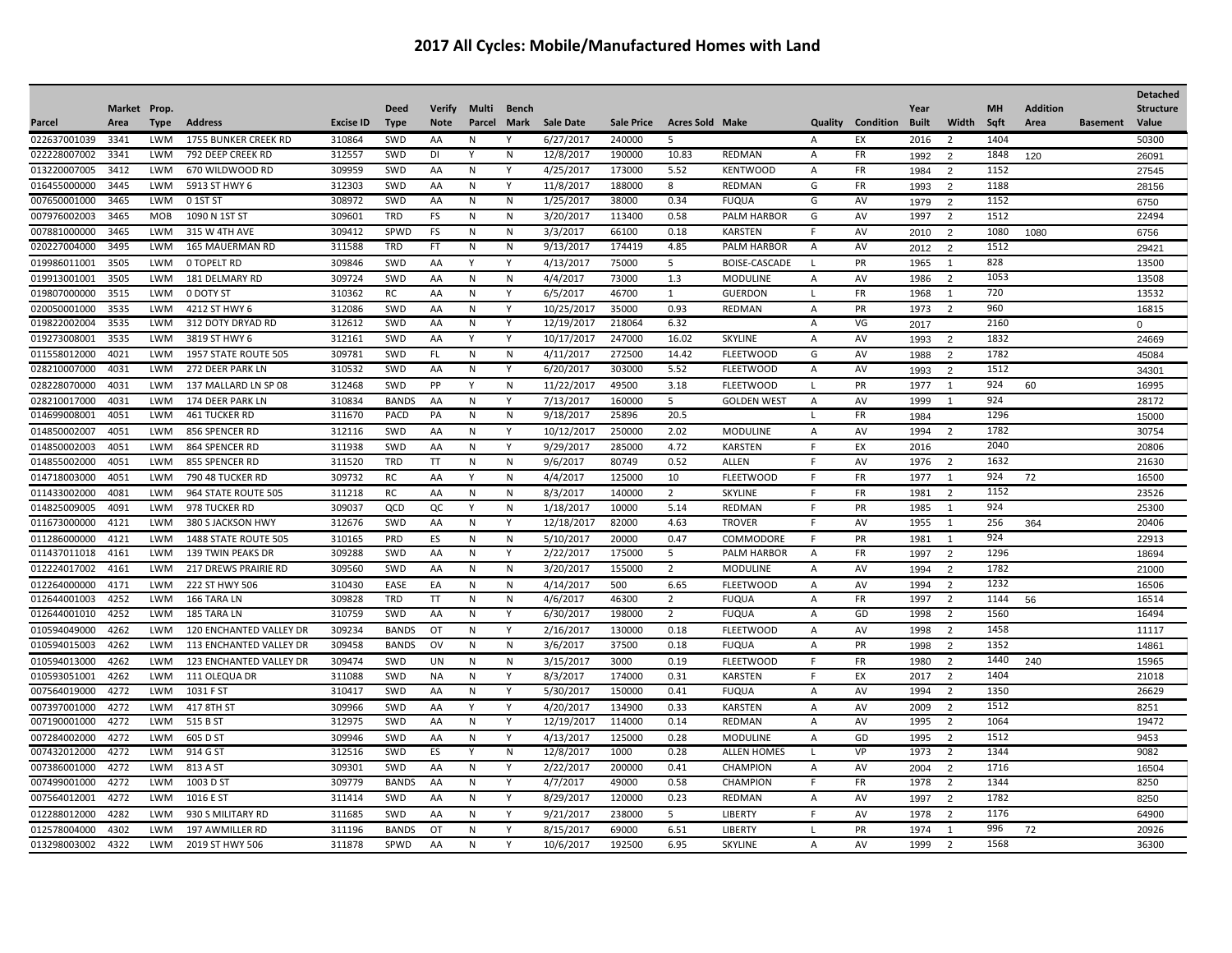# 2017 All Cycles: Mobile/Manufactured Homes with Land

| Parcel | Market Area | Prop. Type | Address | Excise ID | Deed Type | Verify Note | Multi Parcel | Bench Mark | Sale Date | Sale Price | Acres Sold | Make | Quality | Condition | Year Built | Width | MH Sqft | Addition Area | Basement | Detached Structure Value |
|---|---|---|---|---|---|---|---|---|---|---|---|---|---|---|---|---|---|---|---|---|
| 022637001039 | 3341 | LWM | 1755 BUNKER CREEK RD | 310864 | SWD | AA | N | Y | 6/27/2017 | 240000 | 5 | | A | EX | 2016 | 2 | 1404 | | | 50300 |
| 022228007002 | 3341 | LWM | 792 DEEP CREEK RD | 312557 | SWD | DI | Y | N | 12/8/2017 | 190000 | 10.83 | REDMAN | A | FR | 1992 | 2 | 1848 | 120 | | 26091 |
| 013220007005 | 3412 | LWM | 670 WILDWOOD RD | 309959 | SWD | AA | N | Y | 4/25/2017 | 173000 | 5.52 | KENTWOOD | A | FR | 1984 | 2 | 1152 | | | 27545 |
| 016455000000 | 3445 | LWM | 5913 ST HWY 6 | 312303 | SWD | AA | N | Y | 11/8/2017 | 188000 | 8 | REDMAN | G | FR | 1993 | 2 | 1188 | | | 28156 |
| 007650001000 | 3465 | LWM | 0 1ST ST | 308972 | SWD | AA | N | N | 1/25/2017 | 38000 | 0.34 | FUQUA | G | AV | 1979 | 2 | 1152 | | | 6750 |
| 007976002003 | 3465 | MOB | 1090 N 1ST ST | 309601 | TRD | FS | N | N | 3/20/2017 | 113400 | 0.58 | PALM HARBOR | G | AV | 1997 | 2 | 1512 | | | 22494 |
| 007881000000 | 3465 | LWM | 315 W 4TH AVE | 309412 | SPWD | FS | N | N | 3/3/2017 | 66100 | 0.18 | KARSTEN | F | AV | 2010 | 2 | 1080 | 1080 | | 6756 |
| 020227004000 | 3495 | LWM | 165 MAUERMAN RD | 311588 | TRD | FT | N | N | 9/13/2017 | 174419 | 4.85 | PALM HARBOR | A | AV | 2012 | 2 | 1512 | | | 29421 |
| 019986011001 | 3505 | LWM | 0 TOPELT RD | 309846 | SWD | AA | Y | Y | 4/13/2017 | 75000 | 5 | BOISE-CASCADE | L | PR | 1965 | 1 | 828 | | | 13500 |
| 019913001001 | 3505 | LWM | 181 DELMARY RD | 309724 | SWD | AA | N | N | 4/4/2017 | 73000 | 1.3 | MODULINE | A | AV | 1986 | 2 | 1053 | | | 13508 |
| 019807000000 | 3515 | LWM | 0 DOTY ST | 310362 | RC | AA | N | Y | 6/5/2017 | 46700 | 1 | GUERDON | L | FR | 1968 | 1 | 720 | | | 13532 |
| 020050001000 | 3535 | LWM | 4212 ST HWY 6 | 312086 | SWD | AA | N | Y | 10/25/2017 | 35000 | 0.93 | REDMAN | A | PR | 1973 | 2 | 960 | | | 16815 |
| 019822002004 | 3535 | LWM | 312 DOTY DRYAD RD | 312612 | SWD | AA | N | Y | 12/19/2017 | 218064 | 6.32 | | A | VG | 2017 | | 2160 | | | 0 |
| 019273008001 | 3535 | LWM | 3819 ST HWY 6 | 312161 | SWD | AA | Y | Y | 10/17/2017 | 247000 | 16.02 | SKYLINE | A | AV | 1993 | 2 | 1832 | | | 24669 |
| 011558012000 | 4021 | LWM | 1957 STATE ROUTE 505 | 309781 | SWD | FL | N | N | 4/11/2017 | 272500 | 14.42 | FLEETWOOD | G | AV | 1988 | 2 | 1782 | | | 45084 |
| 028210007000 | 4031 | LWM | 272 DEER PARK LN | 310532 | SWD | AA | N | Y | 6/20/2017 | 303000 | 5.52 | FLEETWOOD | A | AV | 1993 | 2 | 1512 | | | 34301 |
| 028228070000 | 4031 | LWM | 137 MALLARD LN SP 08 | 312468 | SWD | PP | Y | N | 11/22/2017 | 49500 | 3.18 | FLEETWOOD | L | PR | 1977 | 1 | 924 | 60 | | 16995 |
| 028210017000 | 4031 | LWM | 174 DEER PARK LN | 310834 | BANDS | AA | N | Y | 7/13/2017 | 160000 | 5 | GOLDEN WEST | A | AV | 1999 | 1 | 924 | | | 28172 |
| 014699008001 | 4051 | LWM | 461 TUCKER RD | 311670 | PACD | PA | N | N | 9/18/2017 | 25896 | 20.5 | | L | FR | 1984 | | 1296 | | | 15000 |
| 014850002007 | 4051 | LWM | 856 SPENCER RD | 312116 | SWD | AA | N | Y | 10/12/2017 | 250000 | 2.02 | MODULINE | A | AV | 1994 | 2 | 1782 | | | 30754 |
| 014850002003 | 4051 | LWM | 864 SPENCER RD | 311938 | SWD | AA | N | Y | 9/29/2017 | 285000 | 4.72 | KARSTEN | F | EX | 2016 | | 2040 | | | 20806 |
| 014855002000 | 4051 | LWM | 855 SPENCER RD | 311520 | TRD | TT | N | N | 9/6/2017 | 80749 | 0.52 | ALLEN | F | AV | 1976 | 2 | 1632 | | | 21630 |
| 014718003000 | 4051 | LWM | 790 48 TUCKER RD | 309732 | RC | AA | Y | N | 4/4/2017 | 125000 | 10 | FLEETWOOD | F | FR | 1977 | 1 | 924 | 72 | | 16500 |
| 011433002000 | 4081 | LWM | 964 STATE ROUTE 505 | 311218 | RC | AA | N | N | 8/3/2017 | 140000 | 2 | SKYLINE | F | FR | 1981 | 2 | 1152 | | | 23526 |
| 014825009005 | 4091 | LWM | 978 TUCKER RD | 309037 | QCD | QC | Y | N | 1/18/2017 | 10000 | 5.14 | REDMAN | F | PR | 1985 | 1 | 924 | | | 25300 |
| 011673000000 | 4121 | LWM | 380 S JACKSON HWY | 312676 | SWD | AA | N | Y | 12/18/2017 | 82000 | 4.63 | TROVER | F | AV | 1955 | 1 | 256 | 364 | | 20406 |
| 011286000000 | 4121 | LWM | 1488 STATE ROUTE 505 | 310165 | PRD | ES | N | N | 5/10/2017 | 20000 | 0.47 | COMMODORE | F | PR | 1981 | 1 | 924 | | | 22913 |
| 011437011018 | 4161 | LWM | 139 TWIN PEAKS DR | 309288 | SWD | AA | N | Y | 2/22/2017 | 175000 | 5 | PALM HARBOR | A | FR | 1997 | 2 | 1296 | | | 18694 |
| 012224017002 | 4161 | LWM | 217 DREWS PRAIRIE RD | 309560 | SWD | AA | N | N | 3/20/2017 | 155000 | 2 | MODULINE | A | AV | 1994 | 2 | 1782 | | | 21000 |
| 012264000000 | 4171 | LWM | 222 ST HWY 506 | 310430 | EASE | EA | N | N | 4/14/2017 | 500 | 6.65 | FLEETWOOD | A | AV | 1994 | 2 | 1232 | | | 16506 |
| 012644001003 | 4252 | LWM | 166 TARA LN | 309828 | TRD | TT | N | N | 4/6/2017 | 46300 | 2 | FUQUA | A | FR | 1997 | 2 | 1144 | 56 | | 16514 |
| 012644001010 | 4252 | LWM | 185 TARA LN | 310759 | SWD | AA | N | Y | 6/30/2017 | 198000 | 2 | FUQUA | A | GD | 1998 | 2 | 1560 | | | 16494 |
| 010594049000 | 4262 | LWM | 120 ENCHANTED VALLEY DR | 309234 | BANDS | OT | N | Y | 2/16/2017 | 130000 | 0.18 | FLEETWOOD | A | AV | 1998 | 2 | 1458 | | | 11117 |
| 010594015003 | 4262 | LWM | 113 ENCHANTED VALLEY DR | 309458 | BANDS | OV | N | N | 3/6/2017 | 37500 | 0.18 | FUQUA | A | PR | 1998 | 2 | 1352 | | | 14861 |
| 010594013000 | 4262 | LWM | 123 ENCHANTED VALLEY DR | 309474 | SWD | UN | N | N | 3/15/2017 | 3000 | 0.19 | FLEETWOOD | F | FR | 1980 | 2 | 1440 | 240 | | 15965 |
| 010593051001 | 4262 | LWM | 111 OLEQUA DR | 311088 | SWD | NA | N | Y | 8/3/2017 | 174000 | 0.31 | KARSTEN | F | EX | 2017 | 2 | 1404 | | | 21018 |
| 007564019000 | 4272 | LWM | 1031 F ST | 310417 | SWD | AA | N | Y | 5/30/2017 | 150000 | 0.41 | FUQUA | A | AV | 1994 | 2 | 1350 | | | 26629 |
| 007397001000 | 4272 | LWM | 417 8TH ST | 309966 | SWD | AA | Y | Y | 4/20/2017 | 134900 | 0.33 | KARSTEN | A | AV | 2009 | 2 | 1512 | | | 8251 |
| 007190001000 | 4272 | LWM | 515 B ST | 312975 | SWD | AA | N | Y | 12/19/2017 | 114000 | 0.14 | REDMAN | A | AV | 1995 | 2 | 1064 | | | 19472 |
| 007284002000 | 4272 | LWM | 605 D ST | 309946 | SWD | AA | N | Y | 4/13/2017 | 125000 | 0.28 | MODULINE | A | GD | 1995 | 2 | 1512 | | | 9453 |
| 007432012000 | 4272 | LWM | 914 G ST | 312516 | SWD | ES | Y | N | 12/8/2017 | 1000 | 0.28 | ALLEN HOMES | L | VP | 1973 | 2 | 1344 | | | 9082 |
| 007386001000 | 4272 | LWM | 813 A ST | 309301 | SWD | AA | N | Y | 2/22/2017 | 200000 | 0.41 | CHAMPION | A | AV | 2004 | 2 | 1716 | | | 16504 |
| 007499001000 | 4272 | LWM | 1003 D ST | 309779 | BANDS | AA | N | Y | 4/7/2017 | 49000 | 0.58 | CHAMPION | F | FR | 1978 | 2 | 1344 | | | 8250 |
| 007564012001 | 4272 | LWM | 1016 E ST | 311414 | SWD | AA | N | Y | 8/29/2017 | 120000 | 0.23 | REDMAN | A | AV | 1997 | 2 | 1782 | | | 8250 |
| 012288012000 | 4282 | LWM | 930 S MILITARY RD | 311685 | SWD | AA | N | Y | 9/21/2017 | 238000 | 5 | LIBERTY | F | AV | 1978 | 2 | 1176 | | | 64900 |
| 012578004000 | 4302 | LWM | 197 AWMILLER RD | 311196 | BANDS | OT | N | Y | 8/15/2017 | 69000 | 6.51 | LIBERTY | L | PR | 1974 | 1 | 996 | 72 | | 20926 |
| 013298003002 | 4322 | LWM | 2019 ST HWY 506 | 311878 | SPWD | AA | N | Y | 10/6/2017 | 192500 | 6.95 | SKYLINE | A | AV | 1999 | 2 | 1568 | | | 36300 |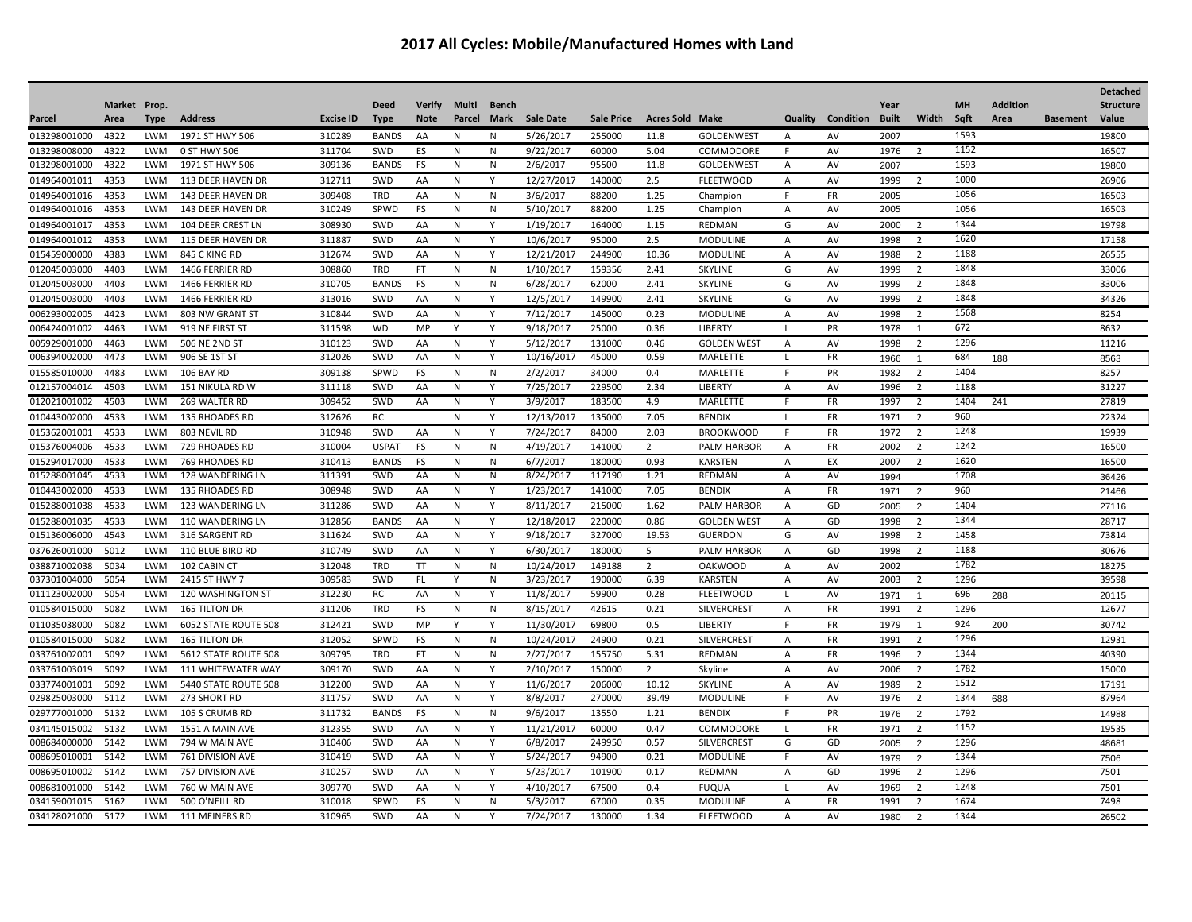# 2017 All Cycles: Mobile/Manufactured Homes with Land

| Parcel | Market Area | Prop. Type | Address | Excise ID | Deed Type | Verify Note | Multi Parcel | Bench Mark | Sale Date | Sale Price | Acres Sold | Make | Quality | Condition | Year Built | Width | MH Sqft | Addition Area | Basement | Detached Structure Value |
|---|---|---|---|---|---|---|---|---|---|---|---|---|---|---|---|---|---|---|---|---|
| 013298001000 | 4322 | LWM | 1971 ST HWY 506 | 310289 | BANDS | AA | N | N | 5/26/2017 | 255000 | 11.8 | GOLDENWEST | A | AV | 2007 | | 1593 | | | 19800 |
| 013298008000 | 4322 | LWM | 0 ST HWY 506 | 311704 | SWD | ES | N | N | 9/22/2017 | 60000 | 5.04 | COMMODORE | F | AV | 1976 | 2 | 1152 | | | 16507 |
| 013298001000 | 4322 | LWM | 1971 ST HWY 506 | 309136 | BANDS | FS | N | N | 2/6/2017 | 95500 | 11.8 | GOLDENWEST | A | AV | 2007 | | 1593 | | | 19800 |
| 014964001011 | 4353 | LWM | 113 DEER HAVEN DR | 312711 | SWD | AA | N | Y | 12/27/2017 | 140000 | 2.5 | FLEETWOOD | A | AV | 1999 | 2 | 1000 | | | 26906 |
| 014964001016 | 4353 | LWM | 143 DEER HAVEN DR | 309408 | TRD | AA | N | N | 3/6/2017 | 88200 | 1.25 | Champion | F | FR | 2005 | | 1056 | | | 16503 |
| 014964001016 | 4353 | LWM | 143 DEER HAVEN DR | 310249 | SPWD | FS | N | N | 5/10/2017 | 88200 | 1.25 | Champion | A | AV | 2005 | | 1056 | | | 16503 |
| 014964001017 | 4353 | LWM | 104 DEER CREST LN | 308930 | SWD | AA | N | Y | 1/19/2017 | 164000 | 1.15 | REDMAN | G | AV | 2000 | 2 | 1344 | | | 19798 |
| 014964001012 | 4353 | LWM | 115 DEER HAVEN DR | 311887 | SWD | AA | N | Y | 10/6/2017 | 95000 | 2.5 | MODULINE | A | AV | 1998 | 2 | 1620 | | | 17158 |
| 015459000000 | 4383 | LWM | 845 C KING RD | 312674 | SWD | AA | N | Y | 12/21/2017 | 244900 | 10.36 | MODULINE | A | AV | 1988 | 2 | 1188 | | | 26555 |
| 012045003000 | 4403 | LWM | 1466 FERRIER RD | 308860 | TRD | FT | N | N | 1/10/2017 | 159356 | 2.41 | SKYLINE | G | AV | 1999 | 2 | 1848 | | | 33006 |
| 012045003000 | 4403 | LWM | 1466 FERRIER RD | 310705 | BANDS | FS | N | N | 6/28/2017 | 62000 | 2.41 | SKYLINE | G | AV | 1999 | 2 | 1848 | | | 33006 |
| 012045003000 | 4403 | LWM | 1466 FERRIER RD | 313016 | SWD | AA | N | Y | 12/5/2017 | 149900 | 2.41 | SKYLINE | G | AV | 1999 | 2 | 1848 | | | 34326 |
| 006293002005 | 4423 | LWM | 803 NW GRANT ST | 310844 | SWD | AA | N | Y | 7/12/2017 | 145000 | 0.23 | MODULINE | A | AV | 1998 | 2 | 1568 | | | 8254 |
| 006424001002 | 4463 | LWM | 919 NE FIRST ST | 311598 | WD | MP | Y | Y | 9/18/2017 | 25000 | 0.36 | LIBERTY | L | PR | 1978 | 1 | 672 | | | 8632 |
| 005929001000 | 4463 | LWM | 506 NE 2ND ST | 310123 | SWD | AA | N | Y | 5/12/2017 | 131000 | 0.46 | GOLDEN WEST | A | AV | 1998 | 2 | 1296 | | | 11216 |
| 006394002000 | 4473 | LWM | 906 SE 1ST ST | 312026 | SWD | AA | N | Y | 10/16/2017 | 45000 | 0.59 | MARLETTE | L | FR | 1966 | 1 | 684 | 188 | | 8563 |
| 015585010000 | 4483 | LWM | 106 BAY RD | 309138 | SPWD | FS | N | N | 2/2/2017 | 34000 | 0.4 | MARLETTE | F | PR | 1982 | 2 | 1404 | | | 8257 |
| 012157004014 | 4503 | LWM | 151 NIKULA RD W | 311118 | SWD | AA | N | Y | 7/25/2017 | 229500 | 2.34 | LIBERTY | A | AV | 1996 | 2 | 1188 | | | 31227 |
| 012021001002 | 4503 | LWM | 269 WALTER RD | 309452 | SWD | AA | N | Y | 3/9/2017 | 183500 | 4.9 | MARLETTE | F | FR | 1997 | 2 | 1404 | 241 | | 27819 |
| 010443002000 | 4533 | LWM | 135 RHOADES RD | 312626 | RC | | N | Y | 12/13/2017 | 135000 | 7.05 | BENDIX | L | FR | 1971 | 2 | 960 | | | 22324 |
| 015362001001 | 4533 | LWM | 803 NEVIL RD | 310948 | SWD | AA | N | Y | 7/24/2017 | 84000 | 2.03 | BROOKWOOD | F | FR | 1972 | 2 | 1248 | | | 19939 |
| 015376004006 | 4533 | LWM | 729 RHOADES RD | 310004 | USPAT | FS | N | N | 4/19/2017 | 141000 | 2 | PALM HARBOR | A | FR | 2002 | 2 | 1242 | | | 16500 |
| 015294017000 | 4533 | LWM | 769 RHOADES RD | 310413 | BANDS | FS | N | N | 6/7/2017 | 180000 | 0.93 | KARSTEN | A | EX | 2007 | 2 | 1620 | | | 16500 |
| 015288001045 | 4533 | LWM | 128 WANDERING LN | 311391 | SWD | AA | N | N | 8/24/2017 | 117190 | 1.21 | REDMAN | A | AV | 1994 | | 1708 | | | 36426 |
| 010443002000 | 4533 | LWM | 135 RHOADES RD | 308948 | SWD | AA | N | Y | 1/23/2017 | 141000 | 7.05 | BENDIX | A | FR | 1971 | 2 | 960 | | | 21466 |
| 015288001038 | 4533 | LWM | 123 WANDERING LN | 311286 | SWD | AA | N | Y | 8/11/2017 | 215000 | 1.62 | PALM HARBOR | A | GD | 2005 | 2 | 1404 | | | 27116 |
| 015288001035 | 4533 | LWM | 110 WANDERING LN | 312856 | BANDS | AA | N | Y | 12/18/2017 | 220000 | 0.86 | GOLDEN WEST | A | GD | 1998 | 2 | 1344 | | | 28717 |
| 015136006000 | 4543 | LWM | 316 SARGENT RD | 311624 | SWD | AA | N | Y | 9/18/2017 | 327000 | 19.53 | GUERDON | G | AV | 1998 | 2 | 1458 | | | 73814 |
| 037626001000 | 5012 | LWM | 110 BLUE BIRD RD | 310749 | SWD | AA | N | Y | 6/30/2017 | 180000 | 5 | PALM HARBOR | A | GD | 1998 | 2 | 1188 | | | 30676 |
| 038871002038 | 5034 | LWM | 102 CABIN CT | 312048 | TRD | TT | N | N | 10/24/2017 | 149188 | 2 | OAKWOOD | A | AV | 2002 | | 1782 | | | 18275 |
| 037301004000 | 5054 | LWM | 2415 ST HWY 7 | 309583 | SWD | FL | Y | N | 3/23/2017 | 190000 | 6.39 | KARSTEN | A | AV | 2003 | 2 | 1296 | | | 39598 |
| 011123002000 | 5054 | LWM | 120 WASHINGTON ST | 312230 | RC | AA | N | Y | 11/8/2017 | 59900 | 0.28 | FLEETWOOD | L | AV | 1971 | 1 | 696 | 288 | | 20115 |
| 010584015000 | 5082 | LWM | 165 TILTON DR | 311206 | TRD | FS | N | N | 8/15/2017 | 42615 | 0.21 | SILVERCREST | A | FR | 1991 | 2 | 1296 | | | 12677 |
| 011035038000 | 5082 | LWM | 6052 STATE ROUTE 508 | 312421 | SWD | MP | Y | Y | 11/30/2017 | 69800 | 0.5 | LIBERTY | F | FR | 1979 | 1 | 924 | 200 | | 30742 |
| 010584015000 | 5082 | LWM | 165 TILTON DR | 312052 | SPWD | FS | N | N | 10/24/2017 | 24900 | 0.21 | SILVERCREST | A | FR | 1991 | 2 | 1296 | | | 12931 |
| 033761002001 | 5092 | LWM | 5612 STATE ROUTE 508 | 309795 | TRD | FT | N | N | 2/27/2017 | 155750 | 5.31 | REDMAN | A | FR | 1996 | 2 | 1344 | | | 40390 |
| 033761003019 | 5092 | LWM | 111 WHITEWATER WAY | 309170 | SWD | AA | N | Y | 2/10/2017 | 150000 | 2 | Skyline | A | AV | 2006 | 2 | 1782 | | | 15000 |
| 033774001001 | 5092 | LWM | 5440 STATE ROUTE 508 | 312200 | SWD | AA | N | Y | 11/6/2017 | 206000 | 10.12 | SKYLINE | A | AV | 1989 | 2 | 1512 | | | 17191 |
| 029825003000 | 5112 | LWM | 273 SHORT RD | 311757 | SWD | AA | N | Y | 8/8/2017 | 270000 | 39.49 | MODULINE | F | AV | 1976 | 2 | 1344 | 688 | | 87964 |
| 029777001000 | 5132 | LWM | 105 S CRUMB RD | 311732 | BANDS | FS | N | N | 9/6/2017 | 13550 | 1.21 | BENDIX | F | PR | 1976 | 2 | 1792 | | | 14988 |
| 034145015002 | 5132 | LWM | 1551 A MAIN AVE | 312355 | SWD | AA | N | Y | 11/21/2017 | 60000 | 0.47 | COMMODORE | L | FR | 1971 | 2 | 1152 | | | 19535 |
| 008684000000 | 5142 | LWM | 794 W MAIN AVE | 310406 | SWD | AA | N | Y | 6/8/2017 | 249950 | 0.57 | SILVERCREST | G | GD | 2005 | 2 | 1296 | | | 48681 |
| 008695010001 | 5142 | LWM | 761 DIVISION AVE | 310419 | SWD | AA | N | Y | 5/24/2017 | 94900 | 0.21 | MODULINE | F | AV | 1979 | 2 | 1344 | | | 7506 |
| 008695010002 | 5142 | LWM | 757 DIVISION AVE | 310257 | SWD | AA | N | Y | 5/23/2017 | 101900 | 0.17 | REDMAN | A | GD | 1996 | 2 | 1296 | | | 7501 |
| 008681001000 | 5142 | LWM | 760 W MAIN AVE | 309770 | SWD | AA | N | Y | 4/10/2017 | 67500 | 0.4 | FUQUA | L | AV | 1969 | 2 | 1248 | | | 7501 |
| 034159001015 | 5162 | LWM | 500 O'NEILL RD | 310018 | SPWD | FS | N | N | 5/3/2017 | 67000 | 0.35 | MODULINE | A | FR | 1991 | 2 | 1674 | | | 7498 |
| 034128021000 | 5172 | LWM | 111 MEINERS RD | 310965 | SWD | AA | N | Y | 7/24/2017 | 130000 | 1.34 | FLEETWOOD | A | AV | 1980 | 2 | 1344 | | | 26502 |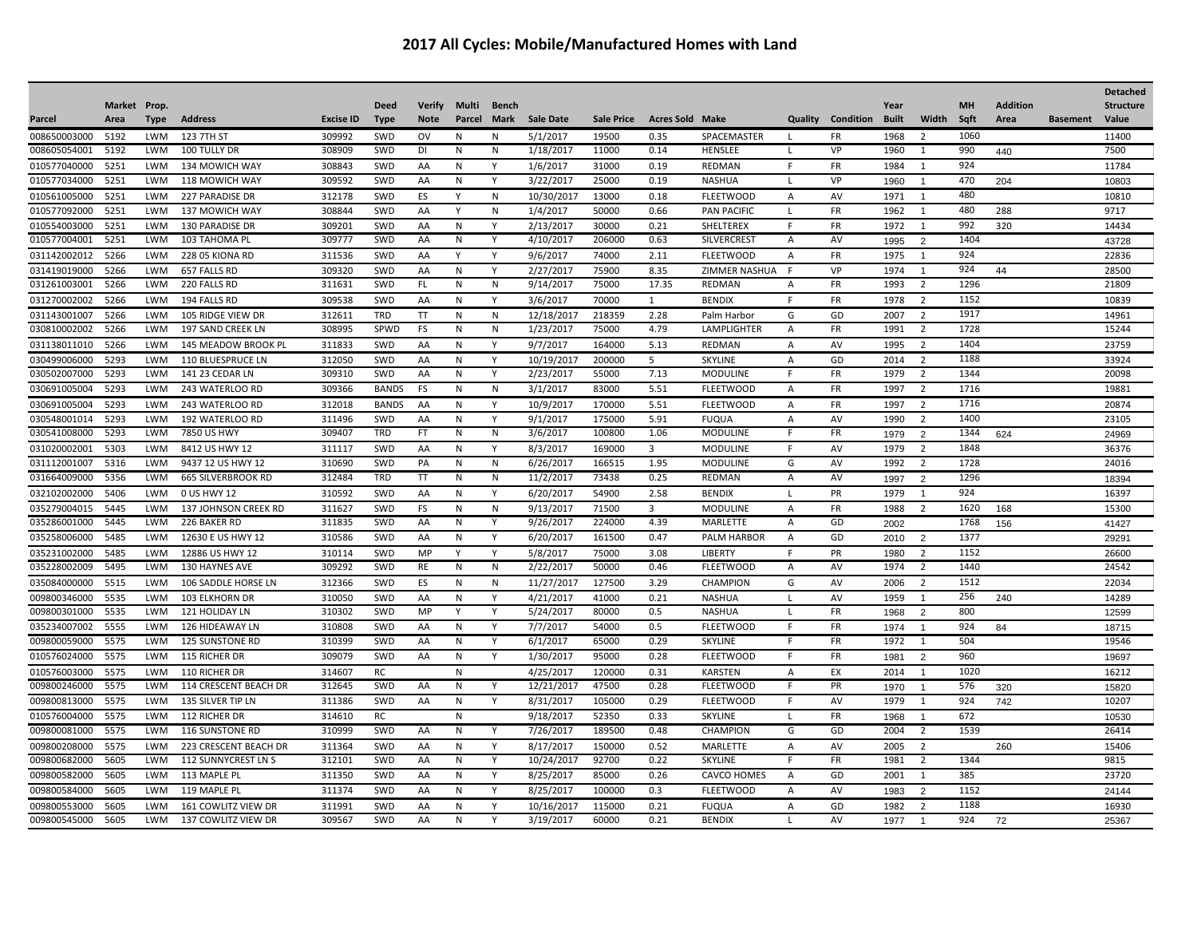# 2017 All Cycles: Mobile/Manufactured Homes with Land

| Parcel | Market Area | Prop. Type | Address | Excise ID | Deed Type | Verify Note | Multi Parcel | Bench Mark | Sale Date | Sale Price | Acres Sold | Make | Quality | Condition | Year Built | Width | MH Sqft | Addition Area | Basement | Detached Structure Value |
|---|---|---|---|---|---|---|---|---|---|---|---|---|---|---|---|---|---|---|---|---|
| 008650003000 | 5192 | LWM | 123 7TH ST | 309992 | SWD | OV | N | N | 5/1/2017 | 19500 | 0.35 | SPACEMASTER | L | FR | 1968 | 2 | 1060 | | | 11400 |
| 008605054001 | 5192 | LWM | 100 TULLY DR | 308909 | SWD | DI | N | N | 1/18/2017 | 11000 | 0.14 | HENSLEE | L | VP | 1960 | 1 | 990 | 440 | | 7500 |
| 010577040000 | 5251 | LWM | 134 MOWICH WAY | 308843 | SWD | AA | N | Y | 1/6/2017 | 31000 | 0.19 | REDMAN | F | FR | 1984 | 1 | 924 | | | 11784 |
| 010577034000 | 5251 | LWM | 118 MOWICH WAY | 309592 | SWD | AA | N | Y | 3/22/2017 | 25000 | 0.19 | NASHUA | L | VP | 1960 | 1 | 470 | 204 | | 10803 |
| 010561005000 | 5251 | LWM | 227 PARADISE DR | 312178 | SWD | ES | Y | N | 10/30/2017 | 13000 | 0.18 | FLEETWOOD | A | AV | 1971 | 1 | 480 | | | 10810 |
| 010577092000 | 5251 | LWM | 137 MOWICH WAY | 308844 | SWD | AA | Y | N | 1/4/2017 | 50000 | 0.66 | PAN PACIFIC | L | FR | 1962 | 1 | 480 | 288 | | 9717 |
| 010554003000 | 5251 | LWM | 130 PARADISE DR | 309201 | SWD | AA | N | Y | 2/13/2017 | 30000 | 0.21 | SHELTEREX | F | FR | 1972 | 1 | 992 | 320 | | 14434 |
| 010577004001 | 5251 | LWM | 103 TAHOMA PL | 309777 | SWD | AA | N | Y | 4/10/2017 | 206000 | 0.63 | SILVERCREST | A | AV | 1995 | 2 | 1404 | | | 43728 |
| 031142002012 | 5266 | LWM | 228 05 KIONA RD | 311536 | SWD | AA | Y | Y | 9/6/2017 | 74000 | 2.11 | FLEETWOOD | A | FR | 1975 | 1 | 924 | | | 22836 |
| 031419019000 | 5266 | LWM | 657 FALLS RD | 309320 | SWD | AA | N | Y | 2/27/2017 | 75900 | 8.35 | ZIMMER NASHUA | F | VP | 1974 | 1 | 924 | 44 | | 28500 |
| 031261003001 | 5266 | LWM | 220 FALLS RD | 311631 | SWD | FL | N | N | 9/14/2017 | 75000 | 17.35 | REDMAN | A | FR | 1993 | 2 | 1296 | | | 21809 |
| 031270002002 | 5266 | LWM | 194 FALLS RD | 309538 | SWD | AA | N | Y | 3/6/2017 | 70000 | 1 | BENDIX | F | FR | 1978 | 2 | 1152 | | | 10839 |
| 031143001007 | 5266 | LWM | 105 RIDGE VIEW DR | 312611 | TRD | TT | N | N | 12/18/2017 | 218359 | 2.28 | Palm Harbor | G | GD | 2007 | 2 | 1917 | | | 14961 |
| 030810002002 | 5266 | LWM | 197 SAND CREEK LN | 308995 | SPWD | FS | N | N | 1/23/2017 | 75000 | 4.79 | LAMPLIGHTER | A | FR | 1991 | 2 | 1728 | | | 15244 |
| 031138011010 | 5266 | LWM | 145 MEADOW BROOK PL | 311833 | SWD | AA | N | Y | 9/7/2017 | 164000 | 5.13 | REDMAN | A | AV | 1995 | 2 | 1404 | | | 23759 |
| 030499006000 | 5293 | LWM | 110 BLUESPRUCE LN | 312050 | SWD | AA | N | Y | 10/19/2017 | 200000 | 5 | SKYLINE | A | GD | 2014 | 2 | 1188 | | | 33924 |
| 030502007000 | 5293 | LWM | 141 23 CEDAR LN | 309310 | SWD | AA | N | Y | 2/23/2017 | 55000 | 7.13 | MODULINE | F | FR | 1979 | 2 | 1344 | | | 20098 |
| 030691005004 | 5293 | LWM | 243 WATERLOO RD | 309366 | BANDS | FS | N | N | 3/1/2017 | 83000 | 5.51 | FLEETWOOD | A | FR | 1997 | 2 | 1716 | | | 19881 |
| 030691005004 | 5293 | LWM | 243 WATERLOO RD | 312018 | BANDS | AA | N | Y | 10/9/2017 | 170000 | 5.51 | FLEETWOOD | A | FR | 1997 | 2 | 1716 | | | 20874 |
| 030548001014 | 5293 | LWM | 192 WATERLOO RD | 311496 | SWD | AA | N | Y | 9/1/2017 | 175000 | 5.91 | FUQUA | A | AV | 1990 | 2 | 1400 | | | 23105 |
| 030541008000 | 5293 | LWM | 7850 US HWY | 309407 | TRD | FT | N | N | 3/6/2017 | 100800 | 1.06 | MODULINE | F | FR | 1979 | 2 | 1344 | 624 | | 24969 |
| 031020002001 | 5303 | LWM | 8412 US HWY 12 | 311117 | SWD | AA | N | Y | 8/3/2017 | 169000 | 3 | MODULINE | F | AV | 1979 | 2 | 1848 | | | 36376 |
| 031112001007 | 5316 | LWM | 9437 12 US HWY 12 | 310690 | SWD | PA | N | N | 6/26/2017 | 166515 | 1.95 | MODULINE | G | AV | 1992 | 2 | 1728 | | | 24016 |
| 031664009000 | 5356 | LWM | 665 SILVERBROOK RD | 312484 | TRD | TT | N | N | 11/2/2017 | 73438 | 0.25 | REDMAN | A | AV | 1997 | 2 | 1296 | | | 18394 |
| 032102002000 | 5406 | LWM | 0 US HWY 12 | 310592 | SWD | AA | N | Y | 6/20/2017 | 54900 | 2.58 | BENDIX | L | PR | 1979 | 1 | 924 | | | 16397 |
| 035279004015 | 5445 | LWM | 137 JOHNSON CREEK RD | 311627 | SWD | FS | N | N | 9/13/2017 | 71500 | 3 | MODULINE | A | FR | 1988 | 2 | 1620 | 168 | | 15300 |
| 035286001000 | 5445 | LWM | 226 BAKER RD | 311835 | SWD | AA | N | Y | 9/26/2017 | 224000 | 4.39 | MARLETTE | A | GD | 2002 | | 1768 | 156 | | 41427 |
| 035258006000 | 5485 | LWM | 12630 E US HWY 12 | 310586 | SWD | AA | N | Y | 6/20/2017 | 161500 | 0.47 | PALM HARBOR | A | GD | 2010 | 2 | 1377 | | | 29291 |
| 035231002000 | 5485 | LWM | 12886 US HWY 12 | 310114 | SWD | MP | Y | Y | 5/8/2017 | 75000 | 3.08 | LIBERTY | F | PR | 1980 | 2 | 1152 | | | 26600 |
| 035228002009 | 5495 | LWM | 130 HAYNES AVE | 309292 | SWD | RE | N | N | 2/22/2017 | 50000 | 0.46 | FLEETWOOD | A | AV | 1974 | 2 | 1440 | | | 24542 |
| 035084000000 | 5515 | LWM | 106 SADDLE HORSE LN | 312366 | SWD | ES | N | N | 11/27/2017 | 127500 | 3.29 | CHAMPION | G | AV | 2006 | 2 | 1512 | | | 22034 |
| 009800346000 | 5535 | LWM | 103 ELKHORN DR | 310050 | SWD | AA | N | Y | 4/21/2017 | 41000 | 0.21 | NASHUA | L | AV | 1959 | 1 | 256 | 240 | | 14289 |
| 009800301000 | 5535 | LWM | 121 HOLIDAY LN | 310302 | SWD | MP | Y | Y | 5/24/2017 | 80000 | 0.5 | NASHUA | L | FR | 1968 | 2 | 800 | | | 12599 |
| 035234007002 | 5555 | LWM | 126 HIDEAWAY LN | 310808 | SWD | AA | N | Y | 7/7/2017 | 54000 | 0.5 | FLEETWOOD | F | FR | 1974 | 1 | 924 | 84 | | 18715 |
| 009800059000 | 5575 | LWM | 125 SUNSTONE RD | 310399 | SWD | AA | N | Y | 6/1/2017 | 65000 | 0.29 | SKYLINE | F | FR | 1972 | 1 | 504 | | | 19546 |
| 010576024000 | 5575 | LWM | 115 RICHER DR | 309079 | SWD | AA | N | Y | 1/30/2017 | 95000 | 0.28 | FLEETWOOD | F | FR | 1981 | 2 | 960 | | | 19697 |
| 010576003000 | 5575 | LWM | 110 RICHER DR | 314607 | RC | | N | | 4/25/2017 | 120000 | 0.31 | KARSTEN | A | EX | 2014 | 1 | 1020 | | | 16212 |
| 009800246000 | 5575 | LWM | 114 CRESCENT BEACH DR | 312645 | SWD | AA | N | Y | 12/21/2017 | 47500 | 0.28 | FLEETWOOD | F | PR | 1970 | 1 | 576 | 320 | | 15820 |
| 009800813000 | 5575 | LWM | 135 SILVER TIP LN | 311386 | SWD | AA | N | Y | 8/31/2017 | 105000 | 0.29 | FLEETWOOD | F | AV | 1979 | 1 | 924 | 742 | | 10207 |
| 010576004000 | 5575 | LWM | 112 RICHER DR | 314610 | RC | | N | | 9/18/2017 | 52350 | 0.33 | SKYLINE | L | FR | 1968 | 1 | 672 | | | 10530 |
| 009800081000 | 5575 | LWM | 116 SUNSTONE RD | 310999 | SWD | AA | N | Y | 7/26/2017 | 189500 | 0.48 | CHAMPION | G | GD | 2004 | 2 | 1539 | | | 26414 |
| 009800208000 | 5575 | LWM | 223 CRESCENT BEACH DR | 311364 | SWD | AA | N | Y | 8/17/2017 | 150000 | 0.52 | MARLETTE | A | AV | 2005 | 2 | | 260 | | 15406 |
| 009800682000 | 5605 | LWM | 112 SUNNYCREST LN S | 312101 | SWD | AA | N | Y | 10/24/2017 | 92700 | 0.22 | SKYLINE | F | FR | 1981 | 2 | 1344 | | | 9815 |
| 009800582000 | 5605 | LWM | 113 MAPLE PL | 311350 | SWD | AA | N | Y | 8/25/2017 | 85000 | 0.26 | CAVCO HOMES | A | GD | 2001 | 1 | 385 | | | 23720 |
| 009800584000 | 5605 | LWM | 119 MAPLE PL | 311374 | SWD | AA | N | Y | 8/25/2017 | 100000 | 0.3 | FLEETWOOD | A | AV | 1983 | 2 | 1152 | | | 24144 |
| 009800553000 | 5605 | LWM | 161 COWLITZ VIEW DR | 311991 | SWD | AA | N | Y | 10/16/2017 | 115000 | 0.21 | FUQUA | A | GD | 1982 | 2 | 1188 | | | 16930 |
| 009800545000 | 5605 | LWM | 137 COWLITZ VIEW DR | 309567 | SWD | AA | N | Y | 3/19/2017 | 60000 | 0.21 | BENDIX | L | AV | 1977 | 1 | 924 | 72 | | 25367 |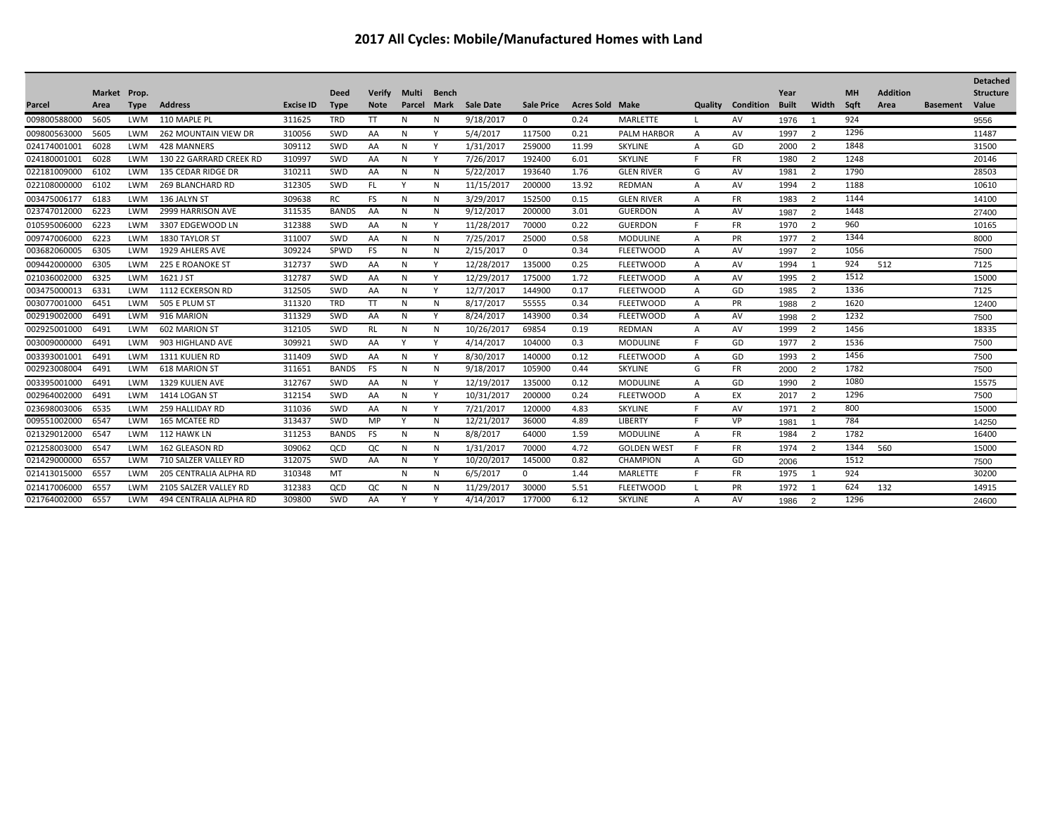# 2017 All Cycles: Mobile/Manufactured Homes with Land

| Parcel | Market Area | Prop. Type | Address | Excise ID | Deed Type | Verify Note | Multi Parcel | Bench Mark | Sale Date | Sale Price | Acres Sold | Make | Quality | Condition | Year Built | Width | MH Sqft | Addition Area | Basement | Detached Structure Value |
|---|---|---|---|---|---|---|---|---|---|---|---|---|---|---|---|---|---|---|---|---|
| 009800588000 | 5605 | LWM | 110 MAPLE PL | 311625 | TRD | TT | N | N | 9/18/2017 | 0 | 0.24 | MARLETTE | L | AV | 1976 | 1 | 924 | | | 9556 |
| 009800563000 | 5605 | LWM | 262 MOUNTAIN VIEW DR | 310056 | SWD | AA | N | Y | 5/4/2017 | 117500 | 0.21 | PALM HARBOR | A | AV | 1997 | 2 | 1296 | | | 11487 |
| 024174001001 | 6028 | LWM | 428 MANNERS | 309112 | SWD | AA | N | Y | 1/31/2017 | 259000 | 11.99 | SKYLINE | A | GD | 2000 | 2 | 1848 | | | 31500 |
| 024180001001 | 6028 | LWM | 130 22 GARRARD CREEK RD | 310997 | SWD | AA | N | Y | 7/26/2017 | 192400 | 6.01 | SKYLINE | F | FR | 1980 | 2 | 1248 | | | 20146 |
| 022181009000 | 6102 | LWM | 135 CEDAR RIDGE DR | 310211 | SWD | AA | N | N | 5/22/2017 | 193640 | 1.76 | GLEN RIVER | G | AV | 1981 | 2 | 1790 | | | 28503 |
| 022108000000 | 6102 | LWM | 269 BLANCHARD RD | 312305 | SWD | FL | Y | N | 11/15/2017 | 200000 | 13.92 | REDMAN | A | AV | 1994 | 2 | 1188 | | | 10610 |
| 003475006177 | 6183 | LWM | 136 JALYN ST | 309638 | RC | FS | N | N | 3/29/2017 | 152500 | 0.15 | GLEN RIVER | A | FR | 1983 | 2 | 1144 | | | 14100 |
| 023747012000 | 6223 | LWM | 2999 HARRISON AVE | 311535 | BANDS | AA | N | N | 9/12/2017 | 200000 | 3.01 | GUERDON | A | AV | 1987 | 2 | 1448 | | | 27400 |
| 010595006000 | 6223 | LWM | 3307 EDGEWOOD LN | 312388 | SWD | AA | N | Y | 11/28/2017 | 70000 | 0.22 | GUERDON | F | FR | 1970 | 2 | 960 | | | 10165 |
| 009747006000 | 6223 | LWM | 1830 TAYLOR ST | 311007 | SWD | AA | N | N | 7/25/2017 | 25000 | 0.58 | MODULINE | A | PR | 1977 | 2 | 1344 | | | 8000 |
| 003682060005 | 6305 | LWM | 1929 AHLERS AVE | 309224 | SPWD | FS | N | N | 2/15/2017 | 0 | 0.34 | FLEETWOOD | A | AV | 1997 | 2 | 1056 | | | 7500 |
| 009442000000 | 6305 | LWM | 225 E ROANOKE ST | 312737 | SWD | AA | N | Y | 12/28/2017 | 135000 | 0.25 | FLEETWOOD | A | AV | 1994 | 1 | 924 | 512 | | 7125 |
| 021036002000 | 6325 | LWM | 1621 J ST | 312787 | SWD | AA | N | Y | 12/29/2017 | 175000 | 1.72 | FLEETWOOD | A | AV | 1995 | 2 | 1512 | | | 15000 |
| 003475000013 | 6331 | LWM | 1112 ECKERSON RD | 312505 | SWD | AA | N | Y | 12/7/2017 | 144900 | 0.17 | FLEETWOOD | A | GD | 1985 | 2 | 1336 | | | 7125 |
| 003077001000 | 6451 | LWM | 505 E PLUM ST | 311320 | TRD | TT | N | N | 8/17/2017 | 55555 | 0.34 | FLEETWOOD | A | PR | 1988 | 2 | 1620 | | | 12400 |
| 002919002000 | 6491 | LWM | 916 MARION | 311329 | SWD | AA | N | Y | 8/24/2017 | 143900 | 0.34 | FLEETWOOD | A | AV | 1998 | 2 | 1232 | | | 7500 |
| 002925001000 | 6491 | LWM | 602 MARION ST | 312105 | SWD | RL | N | N | 10/26/2017 | 69854 | 0.19 | REDMAN | A | AV | 1999 | 2 | 1456 | | | 18335 |
| 003009000000 | 6491 | LWM | 903 HIGHLAND AVE | 309921 | SWD | AA | Y | Y | 4/14/2017 | 104000 | 0.3 | MODULINE | F | GD | 1977 | 2 | 1536 | | | 7500 |
| 003393001001 | 6491 | LWM | 1311 KULIEN RD | 311409 | SWD | AA | N | Y | 8/30/2017 | 140000 | 0.12 | FLEETWOOD | A | GD | 1993 | 2 | 1456 | | | 7500 |
| 002923008004 | 6491 | LWM | 618 MARION ST | 311651 | BANDS | FS | N | N | 9/18/2017 | 105900 | 0.44 | SKYLINE | G | FR | 2000 | 2 | 1782 | | | 7500 |
| 003395001000 | 6491 | LWM | 1329 KULIEN AVE | 312767 | SWD | AA | N | Y | 12/19/2017 | 135000 | 0.12 | MODULINE | A | GD | 1990 | 2 | 1080 | | | 15575 |
| 002964002000 | 6491 | LWM | 1414 LOGAN ST | 312154 | SWD | AA | N | Y | 10/31/2017 | 200000 | 0.24 | FLEETWOOD | A | EX | 2017 | 2 | 1296 | | | 7500 |
| 023698003006 | 6535 | LWM | 259 HALLIDAY RD | 311036 | SWD | AA | N | Y | 7/21/2017 | 120000 | 4.83 | SKYLINE | F | AV | 1971 | 2 | 800 | | | 15000 |
| 009551002000 | 6547 | LWM | 165 MCATEE RD | 313437 | SWD | MP | Y | N | 12/21/2017 | 36000 | 4.89 | LIBERTY | F | VP | 1981 | 1 | 784 | | | 14250 |
| 021329012000 | 6547 | LWM | 112 HAWK LN | 311253 | BANDS | FS | N | N | 8/8/2017 | 64000 | 1.59 | MODULINE | A | FR | 1984 | 2 | 1782 | | | 16400 |
| 021258003000 | 6547 | LWM | 162 GLEASON RD | 309062 | QCD | QC | N | N | 1/31/2017 | 70000 | 4.72 | GOLDEN WEST | F | FR | 1974 | 2 | 1344 | 560 | | 15000 |
| 021429000000 | 6557 | LWM | 710 SALZER VALLEY RD | 312075 | SWD | AA | N | Y | 10/20/2017 | 145000 | 0.82 | CHAMPION | A | GD | 2006 | | 1512 | | | 7500 |
| 021413015000 | 6557 | LWM | 205 CENTRALIA ALPHA RD | 310348 | MT | | N | N | 6/5/2017 | 0 | 1.44 | MARLETTE | F | FR | 1975 | 1 | 924 | | | 30200 |
| 021417006000 | 6557 | LWM | 2105 SALZER VALLEY RD | 312383 | QCD | QC | N | N | 11/29/2017 | 30000 | 5.51 | FLEETWOOD | L | PR | 1972 | 1 | 624 | 132 | | 14915 |
| 021764002000 | 6557 | LWM | 494 CENTRALIA ALPHA RD | 309800 | SWD | AA | Y | Y | 4/14/2017 | 177000 | 6.12 | SKYLINE | A | AV | 1986 | 2 | 1296 | | | 24600 |